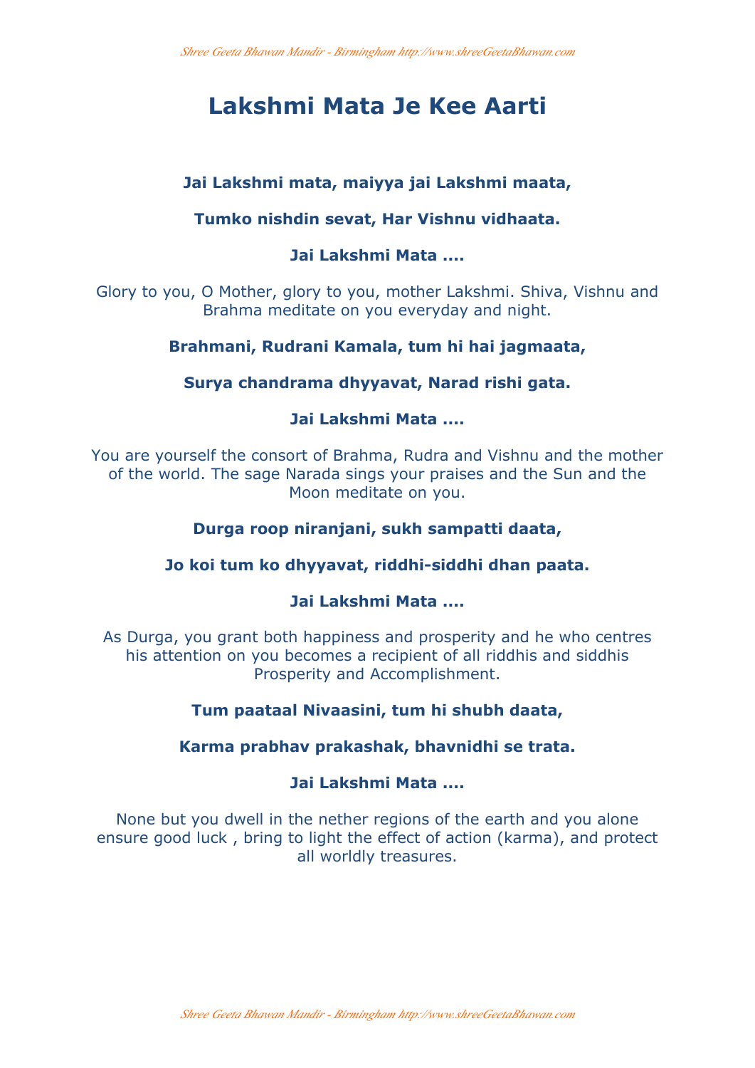# Lakshmi Mata Je Kee Aarti

**Jai Lakshmi mata, maiyya jai Lakshmi maata,**

**Tumko nishdin sevat, Har Vishnu vidhaata.**

**Jai Lakshmi Mata ....**

Glory to you, O Mother, glory to you, mother Lakshmi. Shiva, Vishnu and Brahma meditate on you everyday and night.

**Brahmani, Rudrani Kamala, tum hi hai jagmaata,**

**Surya chandrama dhyyavat, Narad rishi gata.**

**Jai Lakshmi Mata ....**

You are yourself the consort of Brahma, Rudra and Vishnu and the mother of the world. The sage Narada sings your praises and the Sun and the Moon meditate on you.

**Durga roop niranjani, sukh sampatti daata,**

**Jo koi tum ko dhyyavat, riddhi-siddhi dhan paata.**

**Jai Lakshmi Mata ....**

As Durga, you grant both happiness and prosperity and he who centres his attention on you becomes a recipient of all riddhis and siddhis Prosperity and Accomplishment.

**Tum paataal Nivaasini, tum hi shubh daata,**

**Karma prabhav prakashak, bhavnidhi se trata.**

**Jai Lakshmi Mata ....**

None but you dwell in the nether regions of the earth and you alone ensure good luck , bring to light the effect of action (karma), and protect all worldly treasures.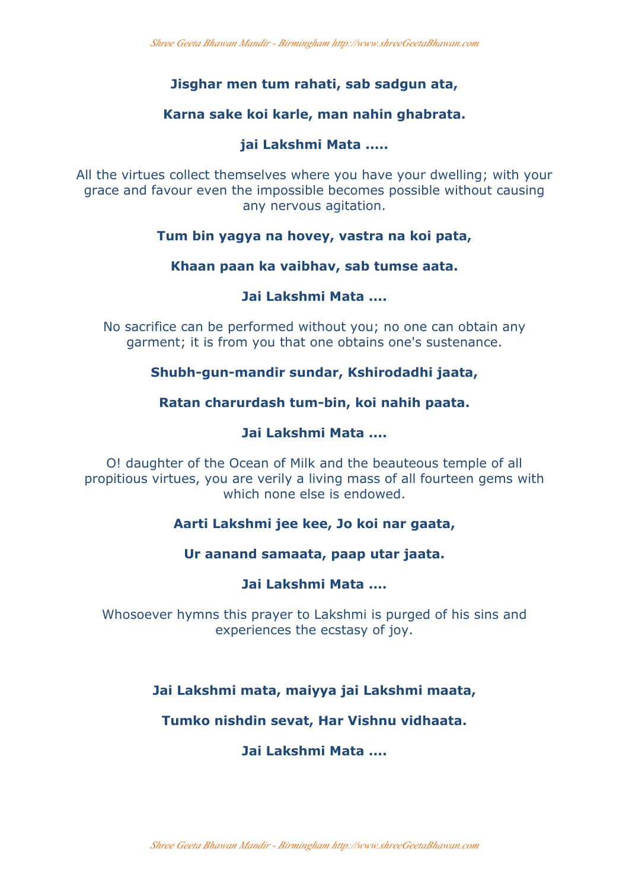**Jisghar men tum rahati, sab sadgun ata,**

**Karna sake koi karle, man nahin ghabrata.**

**jai Lakshmi Mata .....**

All the virtues collect themselves where you have your dwelling; with your grace and favour even the impossible becomes possible without causing any nervous agitation.

**Tum bin yagya na hovey, vastra na koi pata,**

**Khaan paan ka vaibhav, sab tumse aata.**

**Jai Lakshmi Mata ....**

No sacrifice can be performed without you; no one can obtain any garment; it is from you that one obtains one's sustenance.

**Shubh-gun-mandir sundar, Kshirodadhi jaata,**

**Ratan charurdash tum-bin, koi nahih paata.**

**Jai Lakshmi Mata ....**

O! daughter of the Ocean of Milk and the beauteous temple of all propitious virtues, you are verily a living mass of all fourteen gems with which none else is endowed.

**Aarti Lakshmi jee kee, Jo koi nar gaata,**

**Ur aanand samaata, paap utar jaata.**

**Jai Lakshmi Mata ....**

Whosoever hymns this prayer to Lakshmi is purged of his sins and experiences the ecstasy of joy.

**Jai Lakshmi mata, maiyya jai Lakshmi maata,**

**Tumko nishdin sevat, Har Vishnu vidhaata.**

**Jai Lakshmi Mata ....**